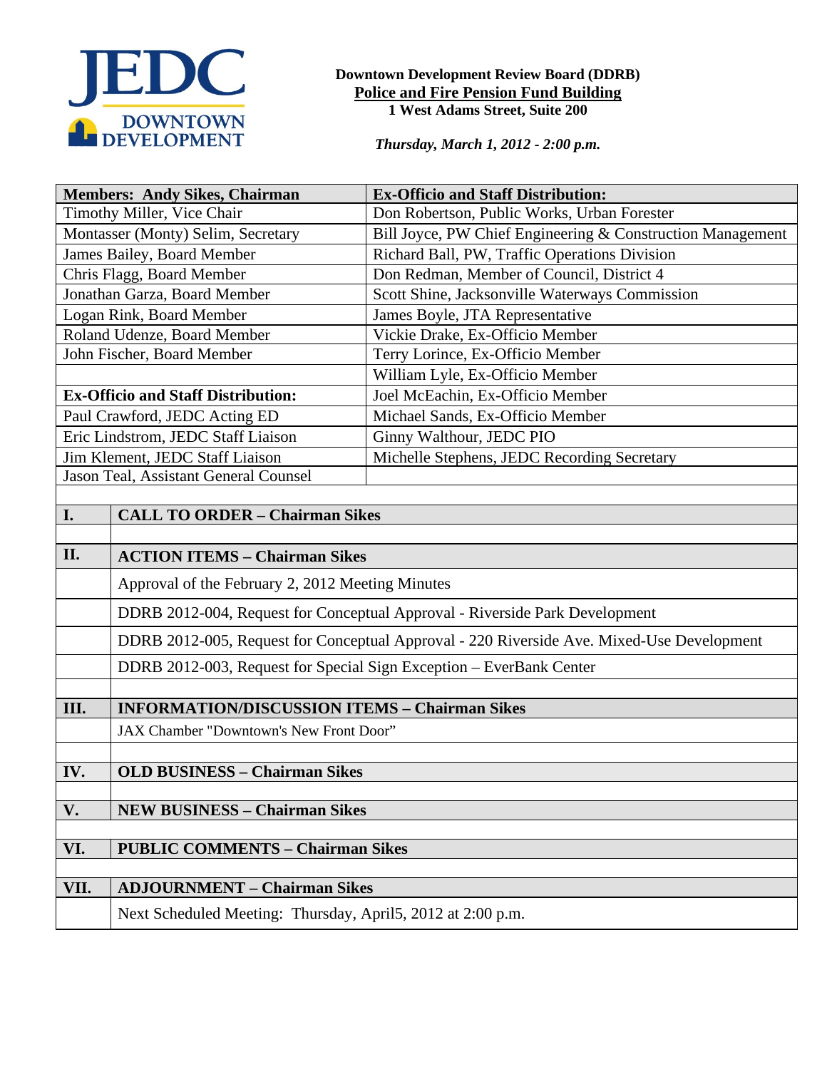JEDC DOWNTOWN DEVELOPMENT

**Downtown Development Review Board (DDRB)**
**Police and Fire Pension Fund Building**
**1 West Adams Street, Suite 200**

***Thursday, March 1, 2012 - 2:00 p.m.***

| **Members: Andy Sikes, Chairman** | **Ex-Officio and Staff Distribution:** |
|---|---|
| Timothy Miller, Vice Chair | Don Robertson, Public Works, Urban Forester |
| Montasser (Monty) Selim, Secretary | Bill Joyce, PW Chief Engineering & Construction Management |
| James Bailey, Board Member | Richard Ball, PW, Traffic Operations Division |
| Chris Flagg, Board Member | Don Redman, Member of Council, District 4 |
| Jonathan Garza, Board Member | Scott Shine, Jacksonville Waterways Commission |
| Logan Rink, Board Member | James Boyle, JTA Representative |
| Roland Udenze, Board Member | Vickie Drake, Ex-Officio Member |
| John Fischer, Board Member | Terry Lorince, Ex-Officio Member |
| | William Lyle, Ex-Officio Member |
| **Ex-Officio and Staff Distribution:** | Joel McEachin, Ex-Officio Member |
| Paul Crawford, JEDC Acting ED | Michael Sands, Ex-Officio Member |
| Eric Lindstrom, JEDC Staff Liaison | Ginny Walthour, JEDC PIO |
| Jim Klement, JEDC Staff Liaison | Michelle Stephens, JEDC Recording Secretary |
| Jason Teal, Assistant General Counsel | |

| | |
|---|---|
| **I.** | **CALL TO ORDER – Chairman Sikes** |
| | |
| **II.** | **ACTION ITEMS – Chairman Sikes** |
| | Approval of the February 2, 2012 Meeting Minutes |
| | DDRB 2012-004, Request for Conceptual Approval - Riverside Park Development |
| | DDRB 2012-005, Request for Conceptual Approval - 220 Riverside Ave. Mixed-Use Development |
| | DDRB 2012-003, Request for Special Sign Exception – EverBank Center |
| | |
| **III.** | **INFORMATION/DISCUSSION ITEMS – Chairman Sikes** |
| | JAX Chamber "Downtown's New Front Door" |
| | |
| **IV.** | **OLD BUSINESS – Chairman Sikes** |
| | |
| **V.** | **NEW BUSINESS – Chairman Sikes** |
| | |
| **VI.** | **PUBLIC COMMENTS – Chairman Sikes** |
| | |
| **VII.** | **ADJOURNMENT – Chairman Sikes** |
| | Next Scheduled Meeting: Thursday, April5, 2012 at 2:00 p.m. |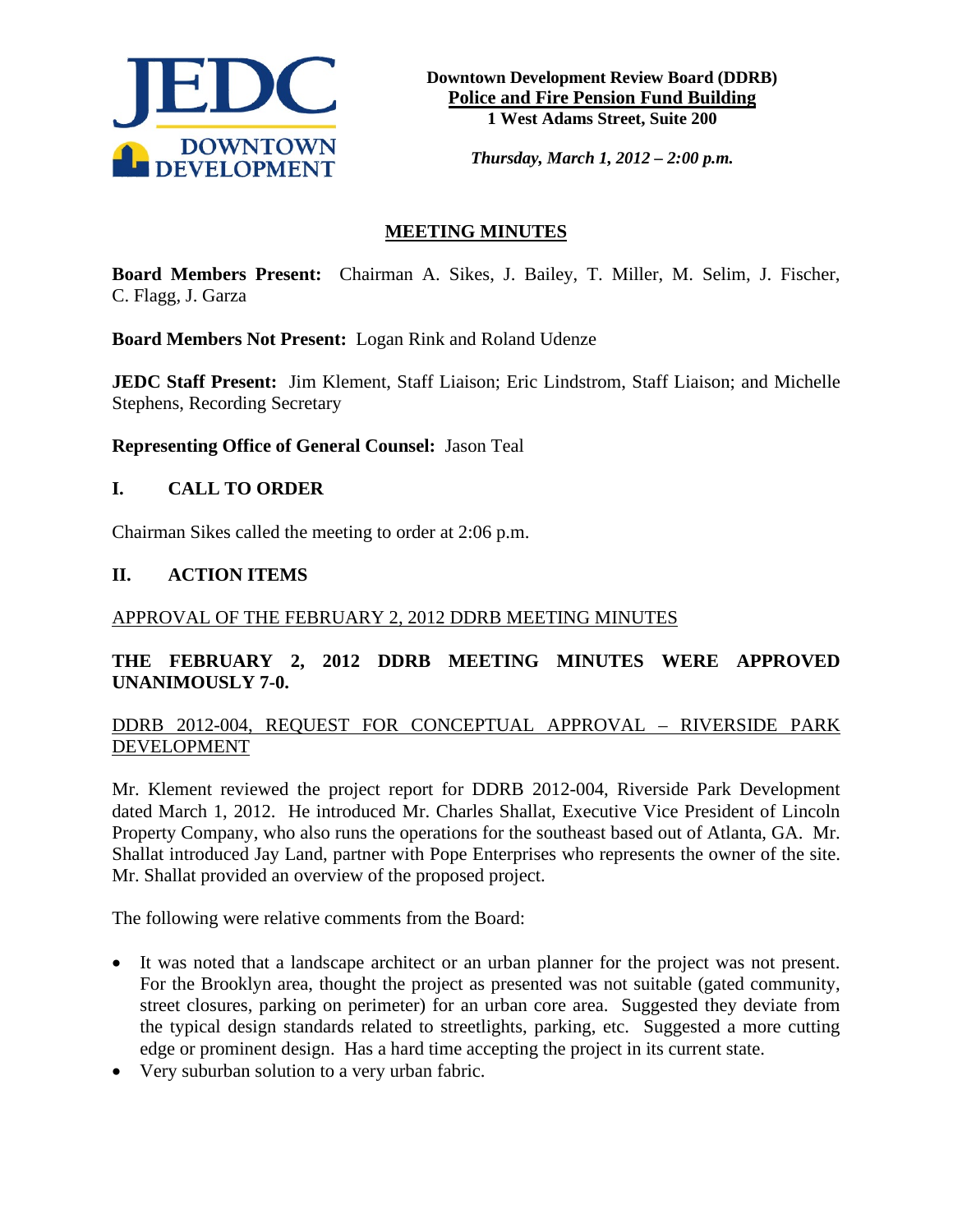**Downtown Development Review Board (DDRB)**
**Police and Fire Pension Fund Building**
**1 West Adams Street, Suite 200**

***Thursday, March 1, 2012 – 2:00 p.m.***

## MEETING MINUTES

**Board Members Present:** Chairman A. Sikes, J. Bailey, T. Miller, M. Selim, J. Fischer, C. Flagg, J. Garza

**Board Members Not Present:** Logan Rink and Roland Udenze

**JEDC Staff Present:** Jim Klement, Staff Liaison; Eric Lindstrom, Staff Liaison; and Michelle Stephens, Recording Secretary

**Representing Office of General Counsel:** Jason Teal

## I. CALL TO ORDER

Chairman Sikes called the meeting to order at 2:06 p.m.

## II. ACTION ITEMS

APPROVAL OF THE FEBRUARY 2, 2012 DDRB MEETING MINUTES

**THE FEBRUARY 2, 2012 DDRB MEETING MINUTES WERE APPROVED UNANIMOUSLY 7-0.**

DDRB 2012-004, REQUEST FOR CONCEPTUAL APPROVAL – RIVERSIDE PARK DEVELOPMENT

Mr. Klement reviewed the project report for DDRB 2012-004, Riverside Park Development dated March 1, 2012. He introduced Mr. Charles Shallat, Executive Vice President of Lincoln Property Company, who also runs the operations for the southeast based out of Atlanta, GA. Mr. Shallat introduced Jay Land, partner with Pope Enterprises who represents the owner of the site. Mr. Shallat provided an overview of the proposed project.

The following were relative comments from the Board:

- It was noted that a landscape architect or an urban planner for the project was not present. For the Brooklyn area, thought the project as presented was not suitable (gated community, street closures, parking on perimeter) for an urban core area. Suggested they deviate from the typical design standards related to streetlights, parking, etc. Suggested a more cutting edge or prominent design. Has a hard time accepting the project in its current state.
- Very suburban solution to a very urban fabric.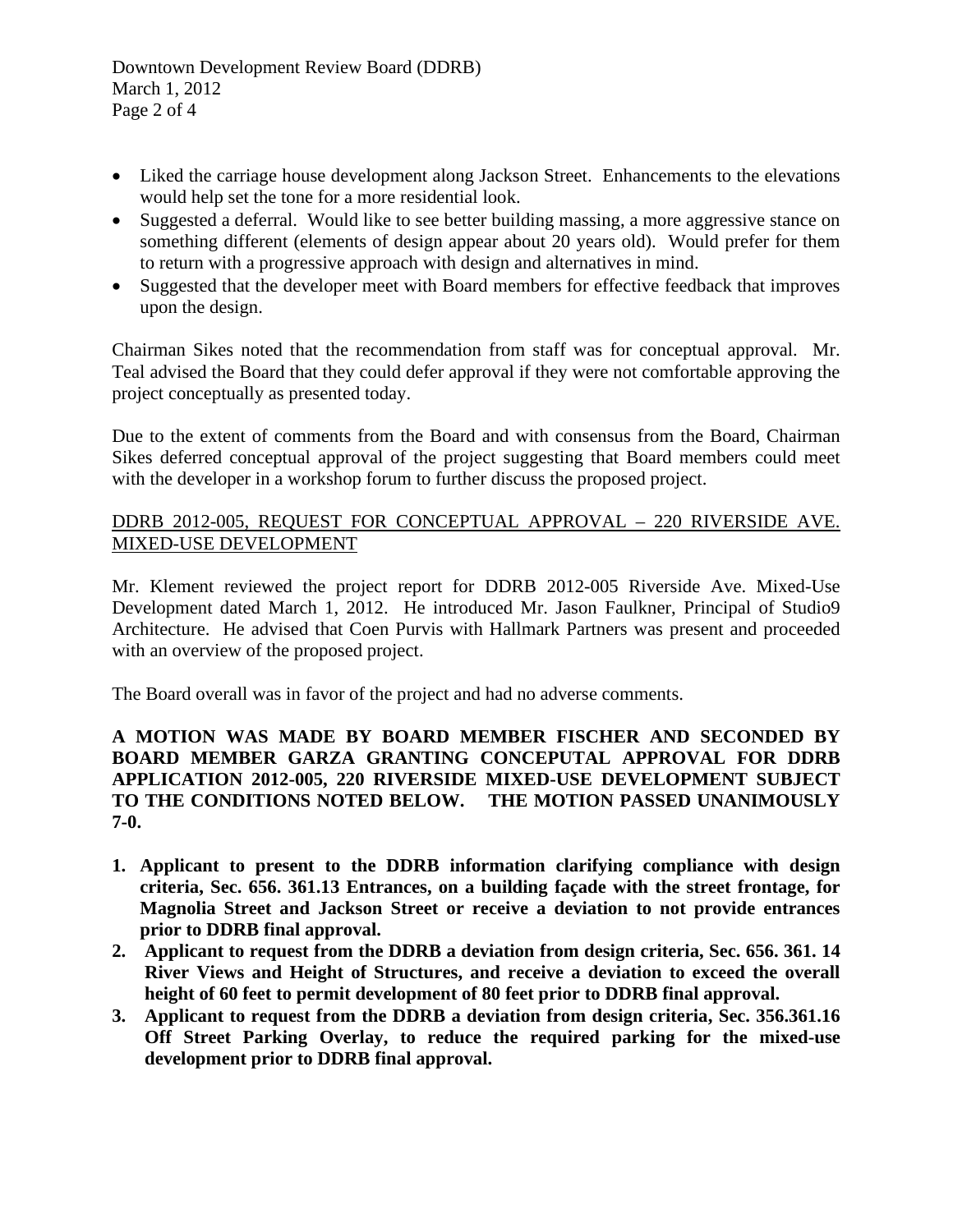- Liked the carriage house development along Jackson Street. Enhancements to the elevations would help set the tone for a more residential look.
- Suggested a deferral. Would like to see better building massing, a more aggressive stance on something different (elements of design appear about 20 years old). Would prefer for them to return with a progressive approach with design and alternatives in mind.
- Suggested that the developer meet with Board members for effective feedback that improves upon the design.

Chairman Sikes noted that the recommendation from staff was for conceptual approval. Mr. Teal advised the Board that they could defer approval if they were not comfortable approving the project conceptually as presented today.

Due to the extent of comments from the Board and with consensus from the Board, Chairman Sikes deferred conceptual approval of the project suggesting that Board members could meet with the developer in a workshop forum to further discuss the proposed project.

<u>DDRB 2012-005, REQUEST FOR CONCEPTUAL APPROVAL – 220 RIVERSIDE AVE. MIXED-USE DEVELOPMENT</u>

Mr. Klement reviewed the project report for DDRB 2012-005 Riverside Ave. Mixed-Use Development dated March 1, 2012. He introduced Mr. Jason Faulkner, Principal of Studio9 Architecture. He advised that Coen Purvis with Hallmark Partners was present and proceeded with an overview of the proposed project.

The Board overall was in favor of the project and had no adverse comments.

**A MOTION WAS MADE BY BOARD MEMBER FISCHER AND SECONDED BY BOARD MEMBER GARZA GRANTING CONCEPUTAL APPROVAL FOR DDRB APPLICATION 2012-005, 220 RIVERSIDE MIXED-USE DEVELOPMENT SUBJECT TO THE CONDITIONS NOTED BELOW. THE MOTION PASSED UNANIMOUSLY 7-0.**

1. **Applicant to present to the DDRB information clarifying compliance with design criteria, Sec. 656. 361.13 Entrances, on a building façade with the street frontage, for Magnolia Street and Jackson Street or receive a deviation to not provide entrances prior to DDRB final approval.**
2. **Applicant to request from the DDRB a deviation from design criteria, Sec. 656. 361. 14 River Views and Height of Structures, and receive a deviation to exceed the overall height of 60 feet to permit development of 80 feet prior to DDRB final approval.**
3. **Applicant to request from the DDRB a deviation from design criteria, Sec. 356.361.16 Off Street Parking Overlay, to reduce the required parking for the mixed-use development prior to DDRB final approval.**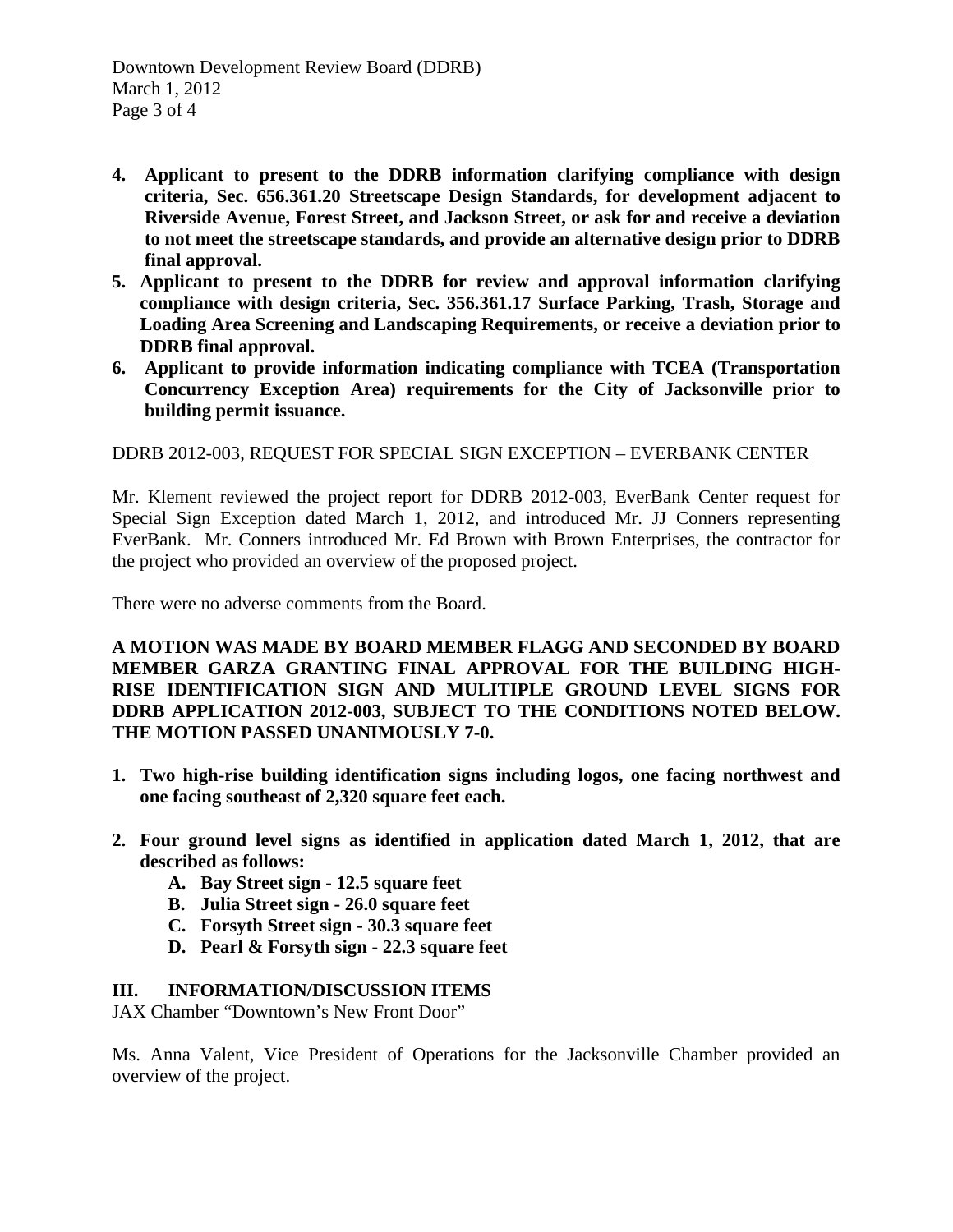4. **Applicant to present to the DDRB information clarifying compliance with design criteria, Sec. 656.361.20 Streetscape Design Standards, for development adjacent to Riverside Avenue, Forest Street, and Jackson Street, or ask for and receive a deviation to not meet the streetscape standards, and provide an alternative design prior to DDRB final approval.**
5. **Applicant to present to the DDRB for review and approval information clarifying compliance with design criteria, Sec. 356.361.17 Surface Parking, Trash, Storage and Loading Area Screening and Landscaping Requirements, or receive a deviation prior to DDRB final approval.**
6. **Applicant to provide information indicating compliance with TCEA (Transportation Concurrency Exception Area) requirements for the City of Jacksonville prior to building permit issuance.**

<u>DDRB 2012-003, REQUEST FOR SPECIAL SIGN EXCEPTION – EVERBANK CENTER</u>

Mr. Klement reviewed the project report for DDRB 2012-003, EverBank Center request for Special Sign Exception dated March 1, 2012, and introduced Mr. JJ Conners representing EverBank. Mr. Conners introduced Mr. Ed Brown with Brown Enterprises, the contractor for the project who provided an overview of the proposed project.

There were no adverse comments from the Board.

**A MOTION WAS MADE BY BOARD MEMBER FLAGG AND SECONDED BY BOARD MEMBER GARZA GRANTING FINAL APPROVAL FOR THE BUILDING HIGH-RISE IDENTIFICATION SIGN AND MULITIPLE GROUND LEVEL SIGNS FOR DDRB APPLICATION 2012-003, SUBJECT TO THE CONDITIONS NOTED BELOW. THE MOTION PASSED UNANIMOUSLY 7-0.**

1. **Two high-rise building identification signs including logos, one facing northwest and one facing southeast of 2,320 square feet each.**

2. **Four ground level signs as identified in application dated March 1, 2012, that are described as follows:**
   - **A. Bay Street sign - 12.5 square feet**
   - **B. Julia Street sign - 26.0 square feet**
   - **C. Forsyth Street sign - 30.3 square feet**
   - **D. Pearl & Forsyth sign - 22.3 square feet**

## III. INFORMATION/DISCUSSION ITEMS

JAX Chamber "Downtown's New Front Door"

Ms. Anna Valent, Vice President of Operations for the Jacksonville Chamber provided an overview of the project.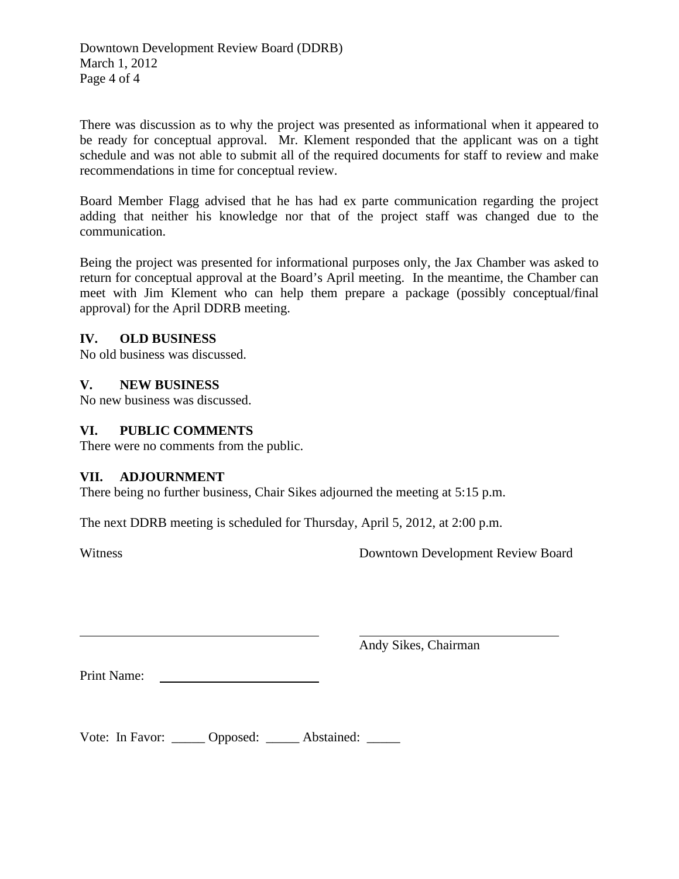There was discussion as to why the project was presented as informational when it appeared to be ready for conceptual approval. Mr. Klement responded that the applicant was on a tight schedule and was not able to submit all of the required documents for staff to review and make recommendations in time for conceptual review.

Board Member Flagg advised that he has had ex parte communication regarding the project adding that neither his knowledge nor that of the project staff was changed due to the communication.

Being the project was presented for informational purposes only, the Jax Chamber was asked to return for conceptual approval at the Board's April meeting. In the meantime, the Chamber can meet with Jim Klement who can help them prepare a package (possibly conceptual/final approval) for the April DDRB meeting.

## IV. OLD BUSINESS

No old business was discussed.

## V. NEW BUSINESS

No new business was discussed.

## VI. PUBLIC COMMENTS

There were no comments from the public.

## VII. ADJOURNMENT

There being no further business, Chair Sikes adjourned the meeting at 5:15 p.m.

The next DDRB meeting is scheduled for Thursday, April 5, 2012, at 2:00 p.m.

Witness

Downtown Development Review Board

\_\_\_\_\_\_\_\_\_\_\_\_\_\_\_\_\_\_\_\_\_\_\_\_\_\_\_\_\_\_

\_\_\_\_\_\_\_\_\_\_\_\_\_\_\_\_\_\_\_\_\_\_\_\_\_\_\_\_\_\_

Andy Sikes, Chairman

Print Name: \_\_\_\_\_\_\_\_\_\_\_\_\_\_\_\_\_\_\_\_

Vote: In Favor: \_\_\_\_\_ Opposed: \_\_\_\_\_ Abstained: \_\_\_\_\_